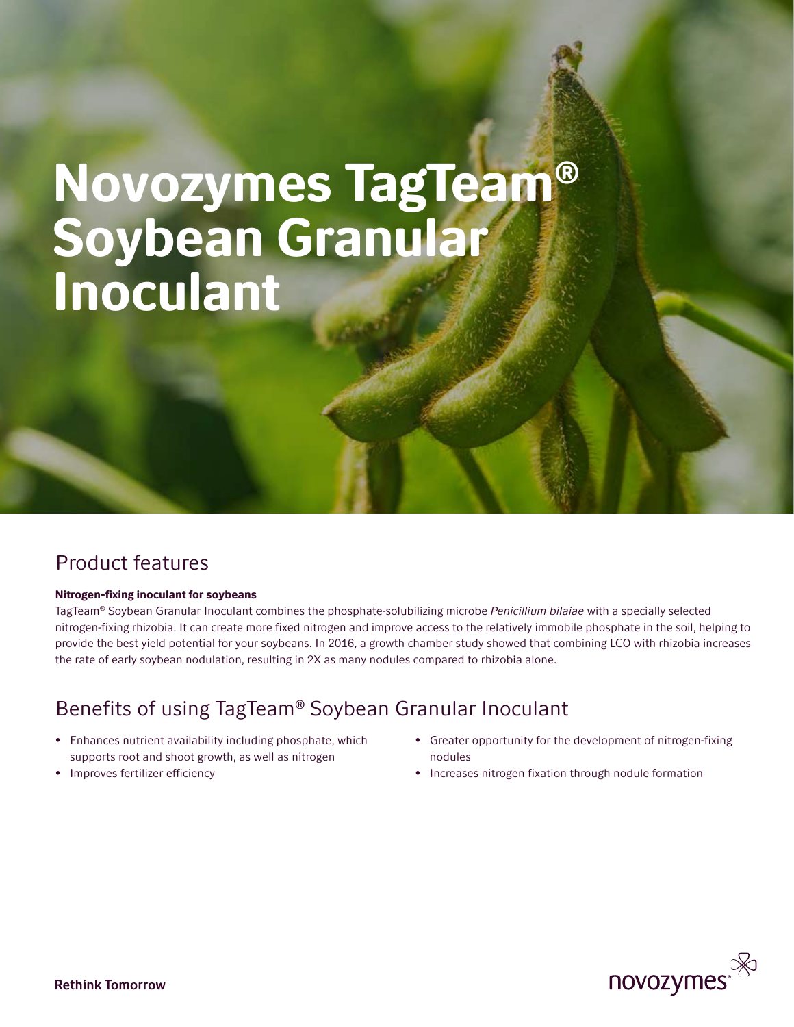# Novozymes TagTeam® Soybean Granular Inoculant

## Product features

**Nitrogen-fixing inoculant for soybeans**

TagTeam® Soybean Granular Inoculant combines the phosphate-solubilizing microbe *Penicillium bilaiae* with a specially selected nitrogen-fixing rhizobia. It can create more fixed nitrogen and improve access to the relatively immobile phosphate in the soil, helping to provide the best yield potential for your soybeans. In 2016, a growth chamber study showed that combining LCO with rhizobia increases the rate of early soybean nodulation, resulting in 2X as many nodules compared to rhizobia alone.

## Benefits of using TagTeam® Soybean Granular Inoculant

- Enhances nutrient availability including phosphate, which supports root and shoot growth, as well as nitrogen
- Improves fertilizer efficiency
- Greater opportunity for the development of nitrogen-fixing nodules
- Increases nitrogen fixation through nodule formation

Rethink Tomorrow

novozymes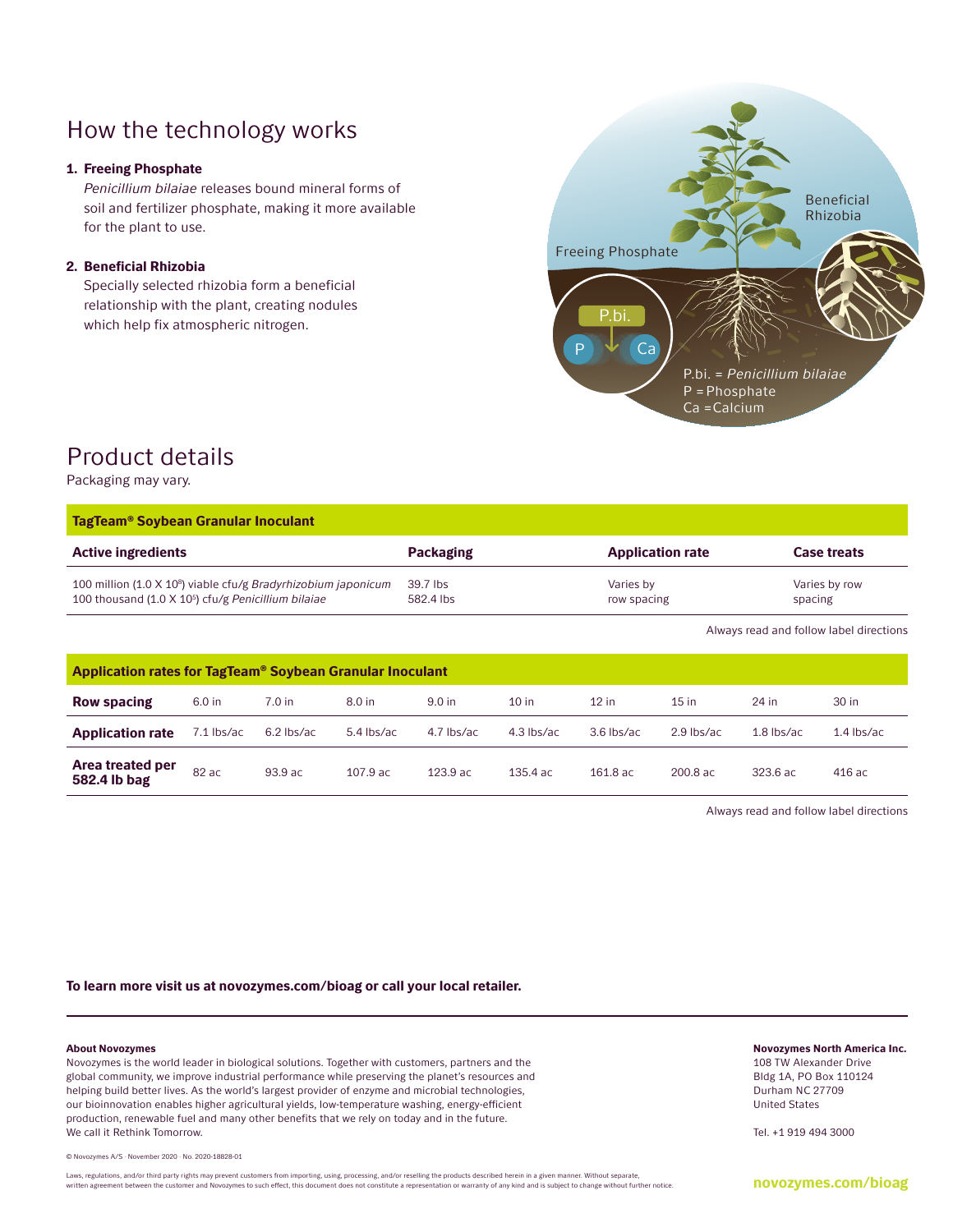## How the technology works

**1. Freeing Phosphate**

*Penicillium bilaiae* releases bound mineral forms of soil and fertilizer phosphate, making it more available for the plant to use.

**2. Beneficial Rhizobia**

Specially selected rhizobia form a beneficial relationship with the plant, creating nodules which help fix atmospheric nitrogen.

Freeing Phosphate

Beneficial Rhizobia

P.bi.

P

Ca

P.bi. = *Penicillium bilaiae*
P = Phosphate
Ca = Calcium

## Product details

Packaging may vary.

**TagTeam® Soybean Granular Inoculant**

| Active ingredients | Packaging | Application rate | Case treats |
|---|---|---|---|
| 100 million ($1.0 \times 10^8$) viable cfu/g *Bradyrhizobium japonicum*<br>100 thousand ($1.0 \times 10^5$) cfu/g *Penicillium bilaiae* | 39.7 lbs<br>582.4 lbs | Varies by row spacing | Varies by row spacing |

Always read and follow label directions

**Application rates for TagTeam® Soybean Granular Inoculant**

| Row spacing | 6.0 in | 7.0 in | 8.0 in | 9.0 in | 10 in | 12 in | 15 in | 24 in | 30 in |
|---|---|---|---|---|---|---|---|---|---|
| Application rate | 7.1 lbs/ac | 6.2 lbs/ac | 5.4 lbs/ac | 4.7 lbs/ac | 4.3 lbs/ac | 3.6 lbs/ac | 2.9 lbs/ac | 1.8 lbs/ac | 1.4 lbs/ac |
| Area treated per 582.4 lb bag | 82 ac | 93.9 ac | 107.9 ac | 123.9 ac | 135.4 ac | 161.8 ac | 200.8 ac | 323.6 ac | 416 ac |

Always read and follow label directions

**To learn more visit us at novozymes.com/bioag or call your local retailer.**

**About Novozymes**

Novozymes is the world leader in biological solutions. Together with customers, partners and the global community, we improve industrial performance while preserving the planet's resources and helping build better lives. As the world's largest provider of enzyme and microbial technologies, our bioinnovation enables higher agricultural yields, low-temperature washing, energy-efficient production, renewable fuel and many other benefits that we rely on today and in the future. We call it Rethink Tomorrow.

**Novozymes North America Inc.**
108 TW Alexander Drive
Bldg 1A, PO Box 110124
Durham NC 27709
United States

Tel. +1 919 494 3000

© Novozymes A/S · November 2020 · No. 2020-18828-01

Laws, regulations, and/or third party rights may prevent customers from importing, using, processing, and/or reselling the products described herein in a given manner. Without separate, written agreement between the customer and Novozymes to such effect, this document does not constitute a representation or warranty of any kind and is subject to change without further notice.

**novozymes.com/bioag**